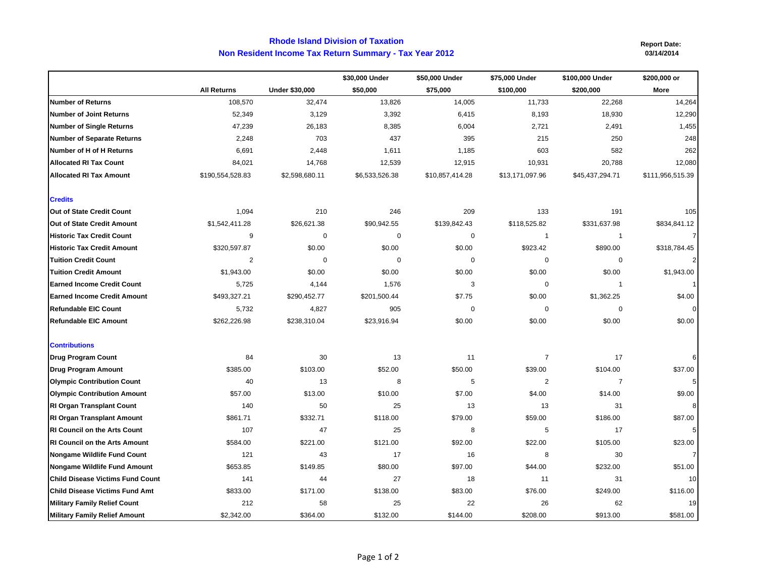# Rhode Island Division of Taxation

## Non Resident Income Tax Return Summary - Tax Year 2012

**Report Date:**
**03/14/2014**

| | All Returns | Under $30,000 | $30,000 Under $50,000 | $50,000 Under $75,000 | $75,000 Under $100,000 | $100,000 Under $200,000 | $200,000 or More |
|---|---|---|---|---|---|---|---|
| **Number of Returns** | 108,570 | 32,474 | 13,826 | 14,005 | 11,733 | 22,268 | 14,264 |
| **Number of Joint Returns** | 52,349 | 3,129 | 3,392 | 6,415 | 8,193 | 18,930 | 12,290 |
| **Number of Single Returns** | 47,239 | 26,183 | 8,385 | 6,004 | 2,721 | 2,491 | 1,455 |
| **Number of Separate Returns** | 2,248 | 703 | 437 | 395 | 215 | 250 | 248 |
| **Number of H of H Returns** | 6,691 | 2,448 | 1,611 | 1,185 | 603 | 582 | 262 |
| **Allocated RI Tax Count** | 84,021 | 14,768 | 12,539 | 12,915 | 10,931 | 20,788 | 12,080 |
| **Allocated RI Tax Amount** | $190,554,528.83 | $2,598,680.11 | $6,533,526.38 | $10,857,414.28 | $13,171,097.96 | $45,437,294.71 | $111,956,515.39 |
| **Credits** | | | | | | | |
| **Out of State Credit Count** | 1,094 | 210 | 246 | 209 | 133 | 191 | 105 |
| **Out of State Credit Amount** | $1,542,411.28 | $26,621.38 | $90,942.55 | $139,842.43 | $118,525.82 | $331,637.98 | $834,841.12 |
| **Historic Tax Credit Count** | 9 | 0 | 0 | 0 | 1 | 1 | 7 |
| **Historic Tax Credit Amount** | $320,597.87 | $0.00 | $0.00 | $0.00 | $923.42 | $890.00 | $318,784.45 |
| **Tuition Credit Count** | 2 | 0 | 0 | 0 | 0 | 0 | 2 |
| **Tuition Credit Amount** | $1,943.00 | $0.00 | $0.00 | $0.00 | $0.00 | $0.00 | $1,943.00 |
| **Earned Income Credit Count** | 5,725 | 4,144 | 1,576 | 3 | 0 | 1 | 1 |
| **Earned Income Credit Amount** | $493,327.21 | $290,452.77 | $201,500.44 | $7.75 | $0.00 | $1,362.25 | $4.00 |
| **Refundable EIC Count** | 5,732 | 4,827 | 905 | 0 | 0 | 0 | 0 |
| **Refundable EIC Amount** | $262,226.98 | $238,310.04 | $23,916.94 | $0.00 | $0.00 | $0.00 | $0.00 |
| **Contributions** | | | | | | | |
| **Drug Program Count** | 84 | 30 | 13 | 11 | 7 | 17 | 6 |
| **Drug Program Amount** | $385.00 | $103.00 | $52.00 | $50.00 | $39.00 | $104.00 | $37.00 |
| **Olympic Contribution Count** | 40 | 13 | 8 | 5 | 2 | 7 | 5 |
| **Olympic Contribution Amount** | $57.00 | $13.00 | $10.00 | $7.00 | $4.00 | $14.00 | $9.00 |
| **RI Organ Transplant Count** | 140 | 50 | 25 | 13 | 13 | 31 | 8 |
| **RI Organ Transplant Amount** | $861.71 | $332.71 | $118.00 | $79.00 | $59.00 | $186.00 | $87.00 |
| **RI Council on the Arts Count** | 107 | 47 | 25 | 8 | 5 | 17 | 5 |
| **RI Council on the Arts Amount** | $584.00 | $221.00 | $121.00 | $92.00 | $22.00 | $105.00 | $23.00 |
| **Nongame Wildlife Fund Count** | 121 | 43 | 17 | 16 | 8 | 30 | 7 |
| **Nongame Wildlife Fund Amount** | $653.85 | $149.85 | $80.00 | $97.00 | $44.00 | $232.00 | $51.00 |
| **Child Disease Victims Fund Count** | 141 | 44 | 27 | 18 | 11 | 31 | 10 |
| **Child Disease Victims Fund Amt** | $833.00 | $171.00 | $138.00 | $83.00 | $76.00 | $249.00 | $116.00 |
| **Military Family Relief Count** | 212 | 58 | 25 | 22 | 26 | 62 | 19 |
| **Military Family Relief Amount** | $2,342.00 | $364.00 | $132.00 | $144.00 | $208.00 | $913.00 | $581.00 |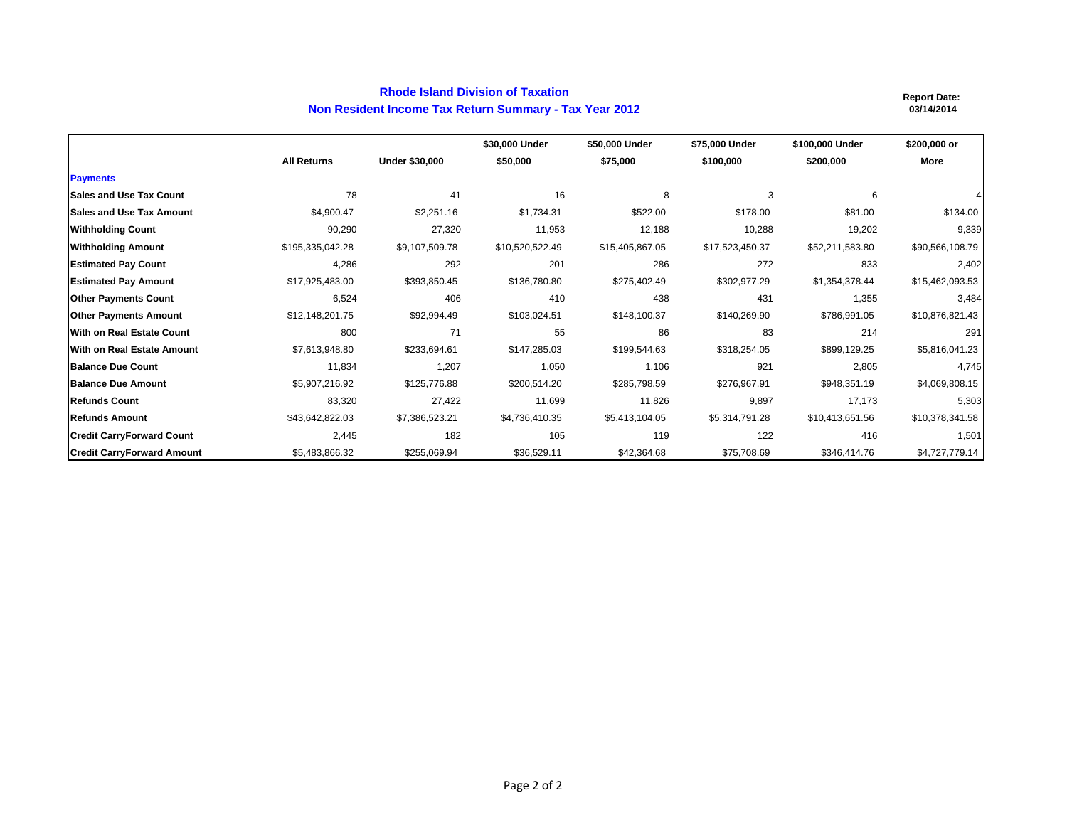**Rhode Island Division of Taxation**

**Non Resident Income Tax Return Summary - Tax Year 2012**

**Report Date:**
**03/14/2014**

| | All Returns | Under $30,000 | $30,000 Under $50,000 | $50,000 Under $75,000 | $75,000 Under $100,000 | $100,000 Under $200,000 | $200,000 or More |
|---|---|---|---|---|---|---|---|
| **Payments** | | | | | | | |
| **Sales and Use Tax Count** | 78 | 41 | 16 | 8 | 3 | 6 | 4 |
| **Sales and Use Tax Amount** | $4,900.47 | $2,251.16 | $1,734.31 | $522.00 | $178.00 | $81.00 | $134.00 |
| **Withholding Count** | 90,290 | 27,320 | 11,953 | 12,188 | 10,288 | 19,202 | 9,339 |
| **Withholding Amount** | $195,335,042.28 | $9,107,509.78 | $10,520,522.49 | $15,405,867.05 | $17,523,450.37 | $52,211,583.80 | $90,566,108.79 |
| **Estimated Pay Count** | 4,286 | 292 | 201 | 286 | 272 | 833 | 2,402 |
| **Estimated Pay Amount** | $17,925,483.00 | $393,850.45 | $136,780.80 | $275,402.49 | $302,977.29 | $1,354,378.44 | $15,462,093.53 |
| **Other Payments Count** | 6,524 | 406 | 410 | 438 | 431 | 1,355 | 3,484 |
| **Other Payments Amount** | $12,148,201.75 | $92,994.49 | $103,024.51 | $148,100.37 | $140,269.90 | $786,991.05 | $10,876,821.43 |
| **With on Real Estate Count** | 800 | 71 | 55 | 86 | 83 | 214 | 291 |
| **With on Real Estate Amount** | $7,613,948.80 | $233,694.61 | $147,285.03 | $199,544.63 | $318,254.05 | $899,129.25 | $5,816,041.23 |
| **Balance Due Count** | 11,834 | 1,207 | 1,050 | 1,106 | 921 | 2,805 | 4,745 |
| **Balance Due Amount** | $5,907,216.92 | $125,776.88 | $200,514.20 | $285,798.59 | $276,967.91 | $948,351.19 | $4,069,808.15 |
| **Refunds Count** | 83,320 | 27,422 | 11,699 | 11,826 | 9,897 | 17,173 | 5,303 |
| **Refunds Amount** | $43,642,822.03 | $7,386,523.21 | $4,736,410.35 | $5,413,104.05 | $5,314,791.28 | $10,413,651.56 | $10,378,341.58 |
| **Credit CarryForward Count** | 2,445 | 182 | 105 | 119 | 122 | 416 | 1,501 |
| **Credit CarryForward Amount** | $5,483,866.32 | $255,069.94 | $36,529.11 | $42,364.68 | $75,708.69 | $346,414.76 | $4,727,779.14 |